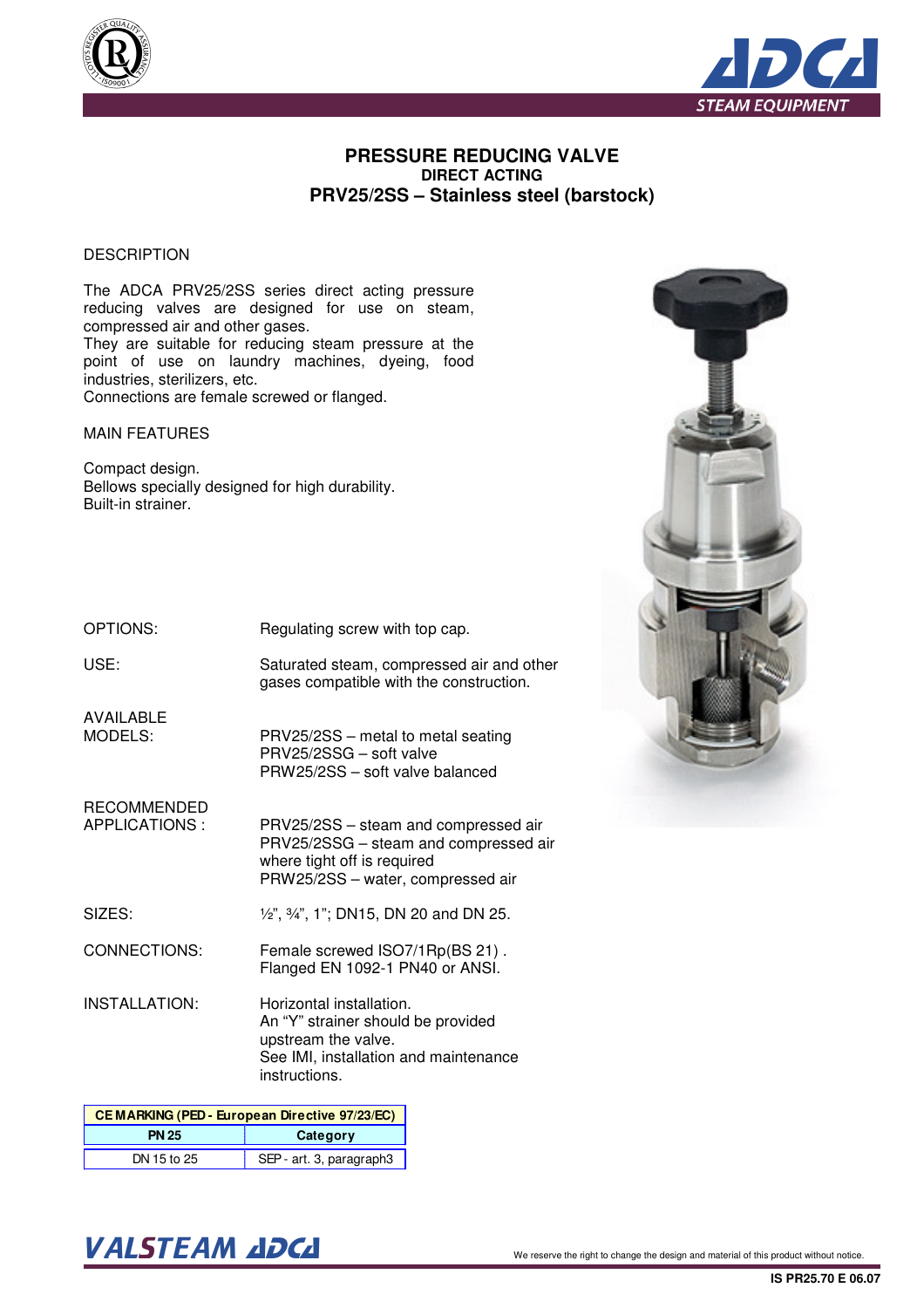# PRESSURE REDUCING VALVE

## DIRECT ACTING

## PRV25/2SS – Stainless steel (barstock)

### DESCRIPTION

The ADCA PRV25/2SS series direct acting pressure reducing valves are designed for use on steam, compressed air and other gases.
They are suitable for reducing steam pressure at the point of use on laundry machines, dyeing, food industries, sterilizers, etc.
Connections are female screwed or flanged.

### MAIN FEATURES

Compact design.
Bellows specially designed for high durability.
Built-in strainer.

**OPTIONS:** Regulating screw with top cap.

**USE:** Saturated steam, compressed air and other gases compatible with the construction.

**AVAILABLE MODELS:**
PRV25/2SS – metal to metal seating
PRV25/2SSG – soft valve
PRW25/2SS – soft valve balanced

**RECOMMENDED APPLICATIONS :**
PRV25/2SS – steam and compressed air
PRV25/2SSG – steam and compressed air where tight off is required
PRW25/2SS – water, compressed air

**SIZES:** ½", ¾", 1"; DN15, DN 20 and DN 25.

**CONNECTIONS:**
Female screwed ISO7/1Rp(BS 21) .
Flanged EN 1092-1 PN40 or ANSI.

**INSTALLATION:**
Horizontal installation.
An "Y" strainer should be provided upstream the valve.
See IMI, installation and maintenance instructions.

| CE MARKING (PED - European Directive 97/23/EC) | |
|---|---|
| **PN 25** | **Category** |
| DN 15 to 25 | SEP - art. 3, paragraph3 |

We reserve the right to change the design and material of this product without notice.

IS PR25.70 E 06.07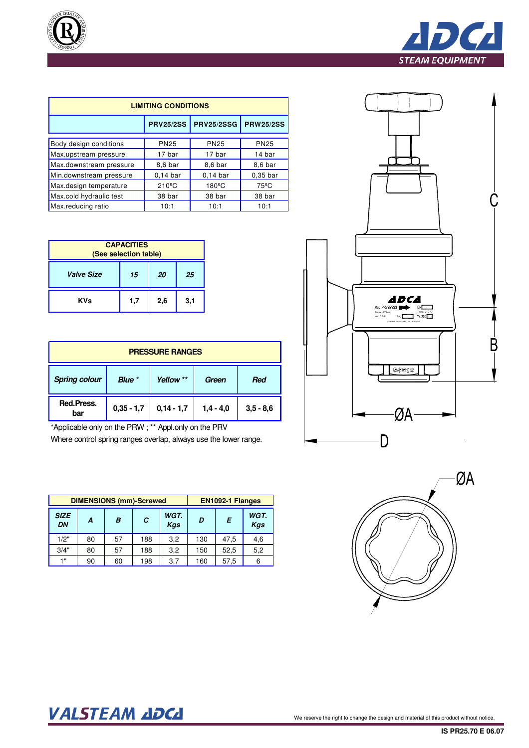| LIMITING CONDITIONS | | | |
|---|---|---|---|
| | PRV25/2SS | PRV25/2SSG | PRW25/2SS |
| Body design conditions | PN25 | PN25 | PN25 |
| Max.upstream pressure | 17 bar | 17 bar | 14 bar |
| Max.downstream pressure | 8,6 bar | 8,6 bar | 8,6 bar |
| Min.downstream pressure | 0,14 bar | 0,14 bar | 0,35 bar |
| Max.design temperature | 210ºC | 180ºC | 75ºC |
| Max.cold hydraulic test | 38 bar | 38 bar | 38 bar |
| Max.reducing ratio | 10:1 | 10:1 | 10:1 |

| CAPACITIES (See selection table) | | | |
|---|---|---|---|
| *Valve Size* | *15* | *20* | *25* |
| KVs | 1,7 | 2,6 | 3,1 |

| PRESSURE RANGES | | | | |
|---|---|---|---|---|
| *Spring colour* | *Blue \** | *Yellow \*\** | *Green* | *Red* |
| Red.Press. bar | 0,35 - 1,7 | 0,14 - 1,7 | 1,4 - 4,0 | 3,5 - 8,6 |

*Applicable only on the PRW ; ** Appl.only on the PRV

Where control spring ranges overlap, always use the lower range.

| DIMENSIONS (mm)-Screwed | | | | | EN1092-1 Flanges | | |
|---|---|---|---|---|---|---|---|
| *SIZE DN* | *A* | *B* | *C* | *WGT. Kgs* | *D* | *E* | *WGT. Kgs* |
| 1/2" | 80 | 57 | 188 | 3,2 | 130 | 47,5 | 4,6 |
| 3/4" | 80 | 57 | 188 | 3,2 | 150 | 52,5 | 5,2 |
| 1" | 90 | 60 | 198 | 3,7 | 160 | 57,5 | 6 |

We reserve the right to change the design and material of this product without notice.

IS PR25.70 E 06.07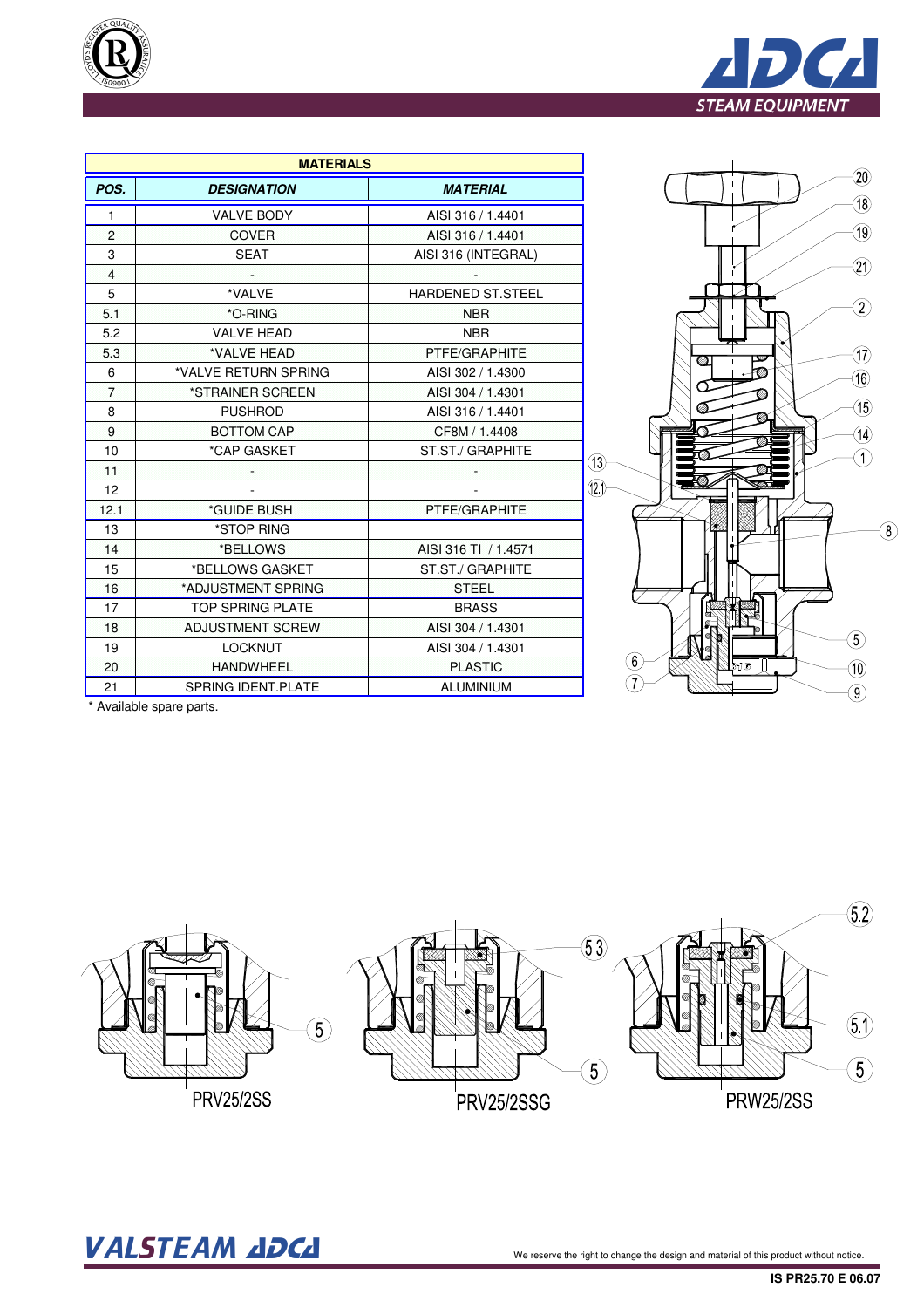| MATERIALS | | |
|---|---|---|
| **POS.** | **DESIGNATION** | **MATERIAL** |
| 1 | VALVE BODY | AISI 316 / 1.4401 |
| 2 | COVER | AISI 316 / 1.4401 |
| 3 | SEAT | AISI 316 (INTEGRAL) |
| 4 | - | - |
| 5 | *VALVE | HARDENED ST.STEEL |
| 5.1 | *O-RING | NBR |
| 5.2 | VALVE HEAD | NBR |
| 5.3 | *VALVE HEAD | PTFE/GRAPHITE |
| 6 | *VALVE RETURN SPRING | AISI 302 / 1.4300 |
| 7 | *STRAINER SCREEN | AISI 304 / 1.4301 |
| 8 | PUSHROD | AISI 316 / 1.4401 |
| 9 | BOTTOM CAP | CF8M / 1.4408 |
| 10 | *CAP GASKET | ST.ST./ GRAPHITE |
| 11 | - | - |
| 12 | - | - |
| 12.1 | *GUIDE BUSH | PTFE/GRAPHITE |
| 13 | *STOP RING | |
| 14 | *BELLOWS | AISI 316 TI / 1.4571 |
| 15 | *BELLOWS GASKET | ST.ST./ GRAPHITE |
| 16 | *ADJUSTMENT SPRING | STEEL |
| 17 | TOP SPRING PLATE | BRASS |
| 18 | ADJUSTMENT SCREW | AISI 304 / 1.4301 |
| 19 | LOCKNUT | AISI 304 / 1.4301 |
| 20 | HANDWHEEL | PLASTIC |
| 21 | SPRING IDENT.PLATE | ALUMINIUM |

* Available spare parts.

PRV25/2SS

PRV25/2SSG

PRW25/2SS

We reserve the right to change the design and material of this product without notice.

IS PR25.70 E 06.07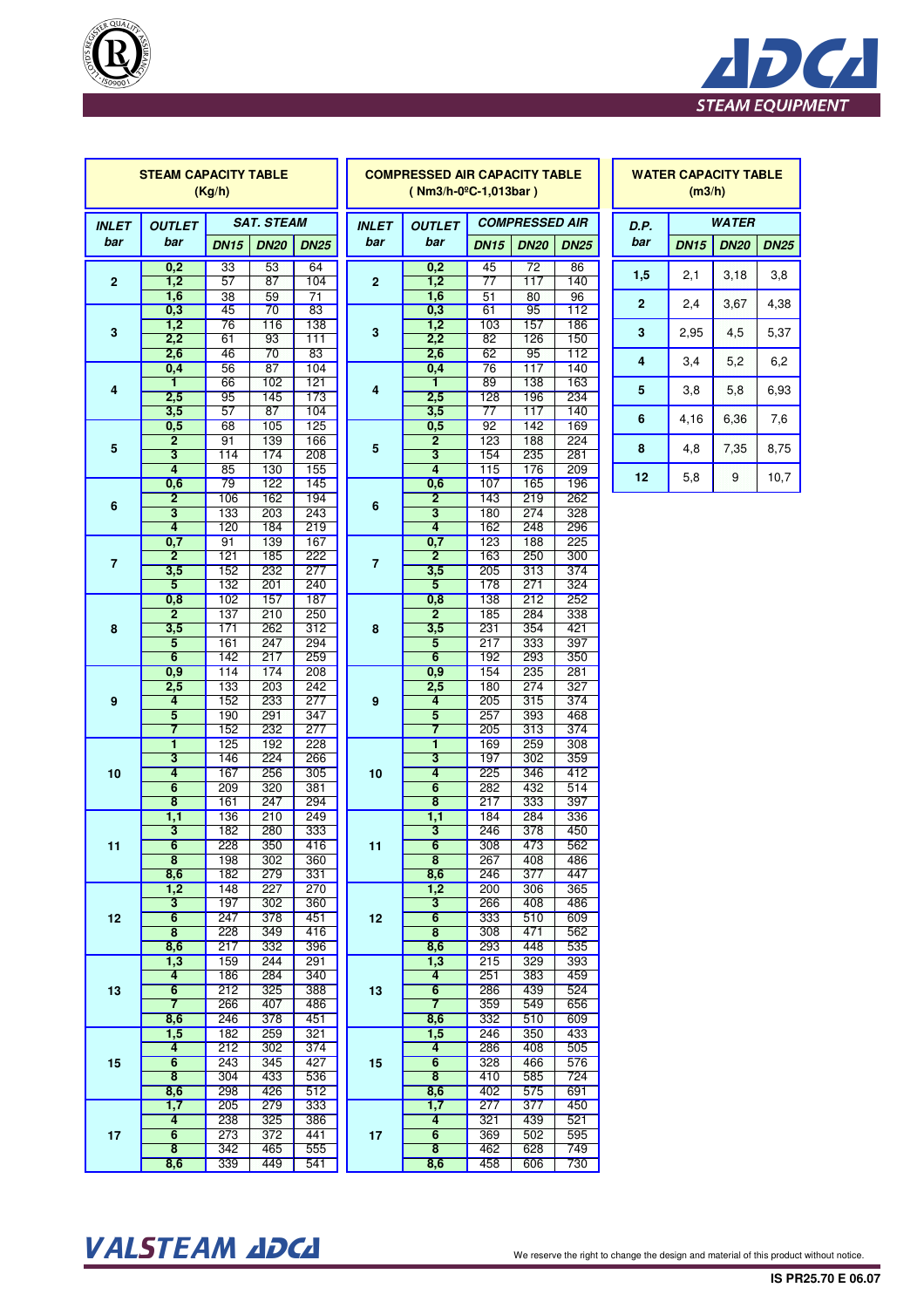## STEAM CAPACITY TABLE (Kg/h)

| INLET bar | OUTLET bar | SAT. STEAM | | |
|---|---|---|---|---|
| | | DN15 | DN20 | DN25 |
| 2 | 0,2 | 33 | 53 | 64 |
| | 1,2 | 57 | 87 | 104 |
| | 1,6 | 38 | 59 | 71 |
| 3 | 0,3 | 45 | 70 | 83 |
| | 1,2 | 76 | 116 | 138 |
| | 2,2 | 61 | 93 | 111 |
| | 2,6 | 46 | 70 | 83 |
| 4 | 0,4 | 56 | 87 | 104 |
| | 1 | 66 | 102 | 121 |
| | 2,5 | 95 | 145 | 173 |
| | 3,5 | 57 | 87 | 104 |
| 5 | 0,5 | 68 | 105 | 125 |
| | 2 | 91 | 139 | 166 |
| | 3 | 114 | 174 | 208 |
| | 4 | 85 | 130 | 155 |
| 6 | 0,6 | 79 | 122 | 145 |
| | 2 | 106 | 162 | 194 |
| | 3 | 133 | 203 | 243 |
| | 4 | 120 | 184 | 219 |
| 7 | 0,7 | 91 | 139 | 167 |
| | 2 | 121 | 185 | 222 |
| | 3,5 | 152 | 232 | 277 |
| | 5 | 132 | 201 | 240 |
| 8 | 0,8 | 102 | 157 | 187 |
| | 2 | 137 | 210 | 250 |
| | 3,5 | 171 | 262 | 312 |
| | 5 | 161 | 247 | 294 |
| | 6 | 142 | 217 | 259 |
| 9 | 0,9 | 114 | 174 | 208 |
| | 2,5 | 133 | 203 | 242 |
| | 4 | 152 | 233 | 277 |
| | 5 | 190 | 291 | 347 |
| | 7 | 152 | 232 | 277 |
| 10 | 1 | 125 | 192 | 228 |
| | 3 | 146 | 224 | 266 |
| | 4 | 167 | 256 | 305 |
| | 6 | 209 | 320 | 381 |
| | 8 | 161 | 247 | 294 |
| 11 | 1,1 | 136 | 210 | 249 |
| | 3 | 182 | 280 | 333 |
| | 6 | 228 | 350 | 416 |
| | 8 | 198 | 302 | 360 |
| | 8,6 | 182 | 279 | 331 |
| 12 | 1,2 | 148 | 227 | 270 |
| | 3 | 197 | 302 | 360 |
| | 6 | 247 | 378 | 451 |
| | 8 | 228 | 349 | 416 |
| | 8,6 | 217 | 332 | 396 |
| 13 | 1,3 | 159 | 244 | 291 |
| | 4 | 186 | 284 | 340 |
| | 6 | 212 | 325 | 388 |
| | 7 | 266 | 407 | 486 |
| | 8,6 | 246 | 378 | 451 |
| 15 | 1,5 | 182 | 259 | 321 |
| | 4 | 212 | 302 | 374 |
| | 6 | 243 | 345 | 427 |
| | 8 | 304 | 433 | 536 |
| | 8,6 | 298 | 426 | 512 |
| 17 | 1,7 | 205 | 279 | 333 |
| | 4 | 238 | 325 | 386 |
| | 6 | 273 | 372 | 441 |
| | 8 | 342 | 465 | 555 |
| | 8,6 | 339 | 449 | 541 |

## COMPRESSED AIR CAPACITY TABLE ( Nm3/h-0ºC-1,013bar )

| INLET bar | OUTLET bar | COMPRESSED AIR | | |
|---|---|---|---|---|
| | | DN15 | DN20 | DN25 |
| 2 | 0,2 | 45 | 72 | 86 |
| | 1,2 | 77 | 117 | 140 |
| | 1,6 | 51 | 80 | 96 |
| 3 | 0,3 | 61 | 95 | 112 |
| | 1,2 | 103 | 157 | 186 |
| | 2,2 | 82 | 126 | 150 |
| | 2,6 | 62 | 95 | 112 |
| 4 | 0,4 | 76 | 117 | 140 |
| | 1 | 89 | 138 | 163 |
| | 2,5 | 128 | 196 | 234 |
| | 3,5 | 77 | 117 | 140 |
| 5 | 0,5 | 92 | 142 | 169 |
| | 2 | 123 | 188 | 224 |
| | 3 | 154 | 235 | 281 |
| | 4 | 115 | 176 | 209 |
| 6 | 0,6 | 107 | 165 | 196 |
| | 2 | 143 | 219 | 262 |
| | 3 | 180 | 274 | 328 |
| | 4 | 162 | 248 | 296 |
| 7 | 0,7 | 123 | 188 | 225 |
| | 2 | 163 | 250 | 300 |
| | 3,5 | 205 | 313 | 374 |
| | 5 | 178 | 271 | 324 |
| 8 | 0,8 | 138 | 212 | 252 |
| | 2 | 185 | 284 | 338 |
| | 3,5 | 231 | 354 | 421 |
| | 5 | 217 | 333 | 397 |
| | 6 | 192 | 293 | 350 |
| 9 | 0,9 | 154 | 235 | 281 |
| | 2,5 | 180 | 274 | 327 |
| | 4 | 205 | 315 | 374 |
| | 5 | 257 | 393 | 468 |
| | 7 | 205 | 313 | 374 |
| 10 | 1 | 169 | 259 | 308 |
| | 3 | 197 | 302 | 359 |
| | 4 | 225 | 346 | 412 |
| | 6 | 282 | 432 | 514 |
| | 8 | 217 | 333 | 397 |
| 11 | 1,1 | 184 | 284 | 336 |
| | 3 | 246 | 378 | 450 |
| | 6 | 308 | 473 | 562 |
| | 8 | 267 | 408 | 486 |
| | 8,6 | 246 | 377 | 447 |
| 12 | 1,2 | 200 | 306 | 365 |
| | 3 | 266 | 408 | 486 |
| | 6 | 333 | 510 | 609 |
| | 8 | 308 | 471 | 562 |
| | 8,6 | 293 | 448 | 535 |
| 13 | 1,3 | 215 | 329 | 393 |
| | 4 | 251 | 383 | 459 |
| | 6 | 286 | 439 | 524 |
| | 7 | 359 | 549 | 656 |
| | 8,6 | 332 | 510 | 609 |
| 15 | 1,5 | 246 | 350 | 433 |
| | 4 | 286 | 408 | 505 |
| | 6 | 328 | 466 | 576 |
| | 8 | 410 | 585 | 724 |
| | 8,6 | 402 | 575 | 691 |
| 17 | 1,7 | 277 | 377 | 450 |
| | 4 | 321 | 439 | 521 |
| | 6 | 369 | 502 | 595 |
| | 8 | 462 | 628 | 749 |
| | 8,6 | 458 | 606 | 730 |

## WATER CAPACITY TABLE (m3/h)

| D.P. bar | WATER | | |
|---|---|---|---|
| | DN15 | DN20 | DN25 |
| 1,5 | 2,1 | 3,18 | 3,8 |
| 2 | 2,4 | 3,67 | 4,38 |
| 3 | 2,95 | 4,5 | 5,37 |
| 4 | 3,4 | 5,2 | 6,2 |
| 5 | 3,8 | 5,8 | 6,93 |
| 6 | 4,16 | 6,36 | 7,6 |
| 8 | 4,8 | 7,35 | 8,75 |
| 12 | 5,8 | 9 | 10,7 |

We reserve the right to change the design and material of this product without notice.

IS PR25.70 E 06.07